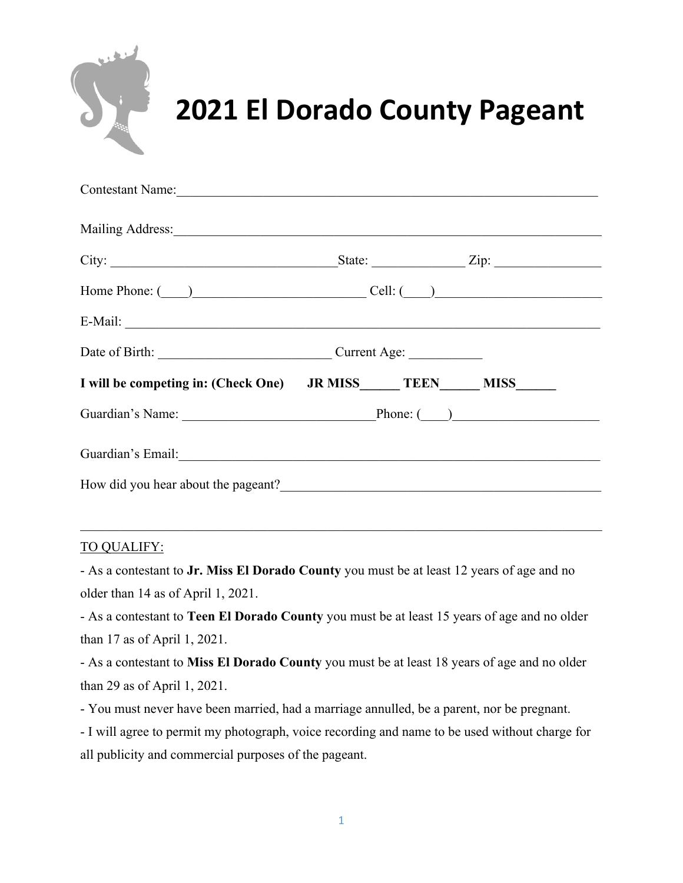# 2021 El Dorado County Pageant

Contestant Name:_______________________________________________________________

Mailing Address:_______________________________________________________________

City: _________________________________State: ______________ Zip: ________________

Home Phone: (____)__________________________ Cell: (____)________________________

E-Mail: ____________________________________________________________________

Date of Birth: __________________________ Current Age: ___________

**I will be competing in: (Check One)  JR MISS______ TEEN______ MISS______**

Guardian's Name: ____________________________Phone: (____)_____________________

Guardian's Email:_______________________________________________________________

How did you hear about the pageant?_______________________________________________

___________________________________________________________________________

TO QUALIFY:

- As a contestant to **Jr. Miss El Dorado County** you must be at least 12 years of age and no older than 14 as of April 1, 2021.
- As a contestant to **Teen El Dorado County** you must be at least 15 years of age and no older than 17 as of April 1, 2021.
- As a contestant to **Miss El Dorado County** you must be at least 18 years of age and no older than 29 as of April 1, 2021.
- You must never have been married, had a marriage annulled, be a parent, nor be pregnant.
- I will agree to permit my photograph, voice recording and name to be used without charge for all publicity and commercial purposes of the pageant.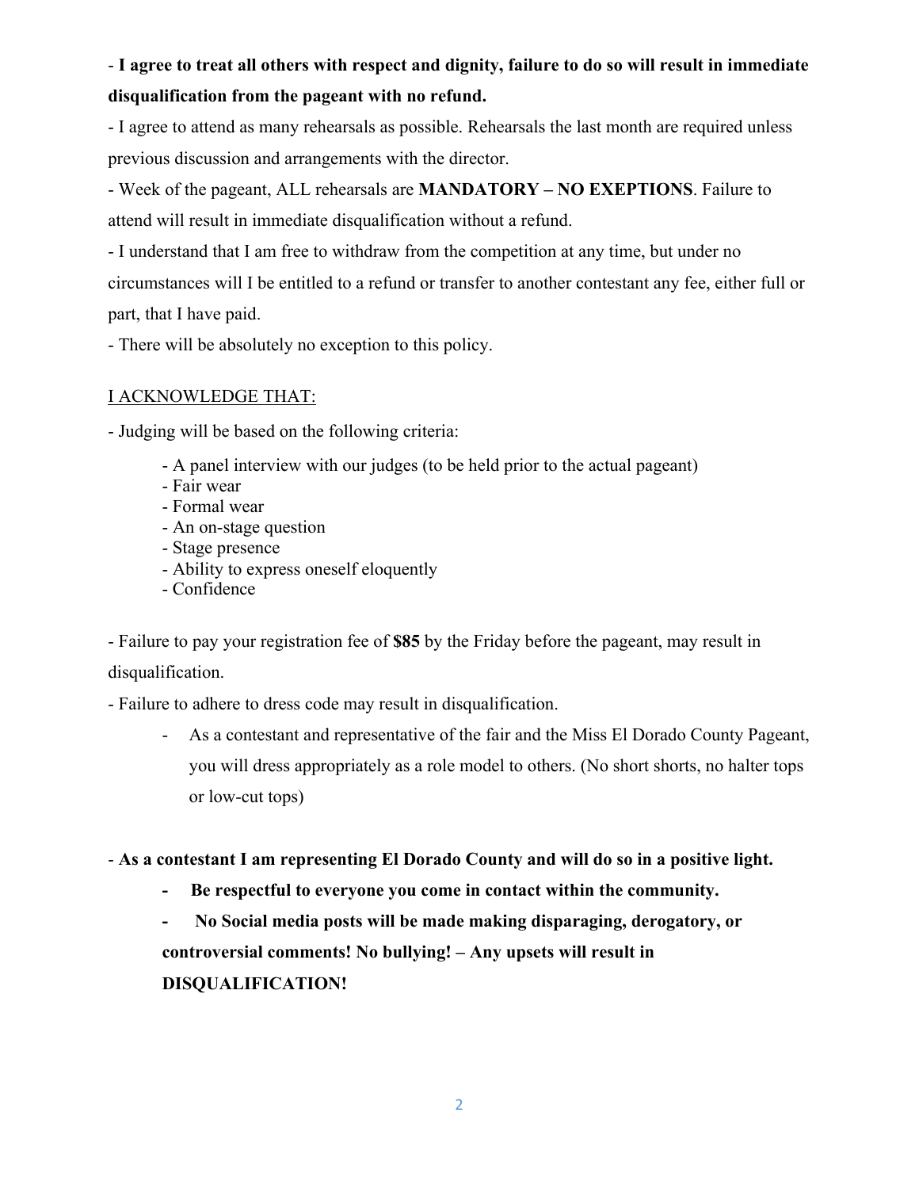- **I agree to treat all others with respect and dignity, failure to do so will result in immediate disqualification from the pageant with no refund.**

- I agree to attend as many rehearsals as possible. Rehearsals the last month are required unless previous discussion and arrangements with the director.

- Week of the pageant, ALL rehearsals are **MANDATORY – NO EXCEPTIONS**. Failure to attend will result in immediate disqualification without a refund.

- I understand that I am free to withdraw from the competition at any time, but under no circumstances will I be entitled to a refund or transfer to another contestant any fee, either full or part, that I have paid.

- There will be absolutely no exception to this policy.

<u>I ACKNOWLEDGE THAT:</u>

- Judging will be based on the following criteria:
  - A panel interview with our judges (to be held prior to the actual pageant)
  - Fair wear
  - Formal wear
  - An on-stage question
  - Stage presence
  - Ability to express oneself eloquently
  - Confidence

- Failure to pay your registration fee of **$85** by the Friday before the pageant, may result in disqualification.

- Failure to adhere to dress code may result in disqualification.
  - As a contestant and representative of the fair and the Miss El Dorado County Pageant, you will dress appropriately as a role model to others. (No short shorts, no halter tops or low-cut tops)

- **As a contestant I am representing El Dorado County and will do so in a positive light.**
  - **Be respectful to everyone you come in contact within the community.**
  - **No Social media posts will be made making disparaging, derogatory, or controversial comments! No bullying! – Any upsets will result in DISQUALIFICATION!**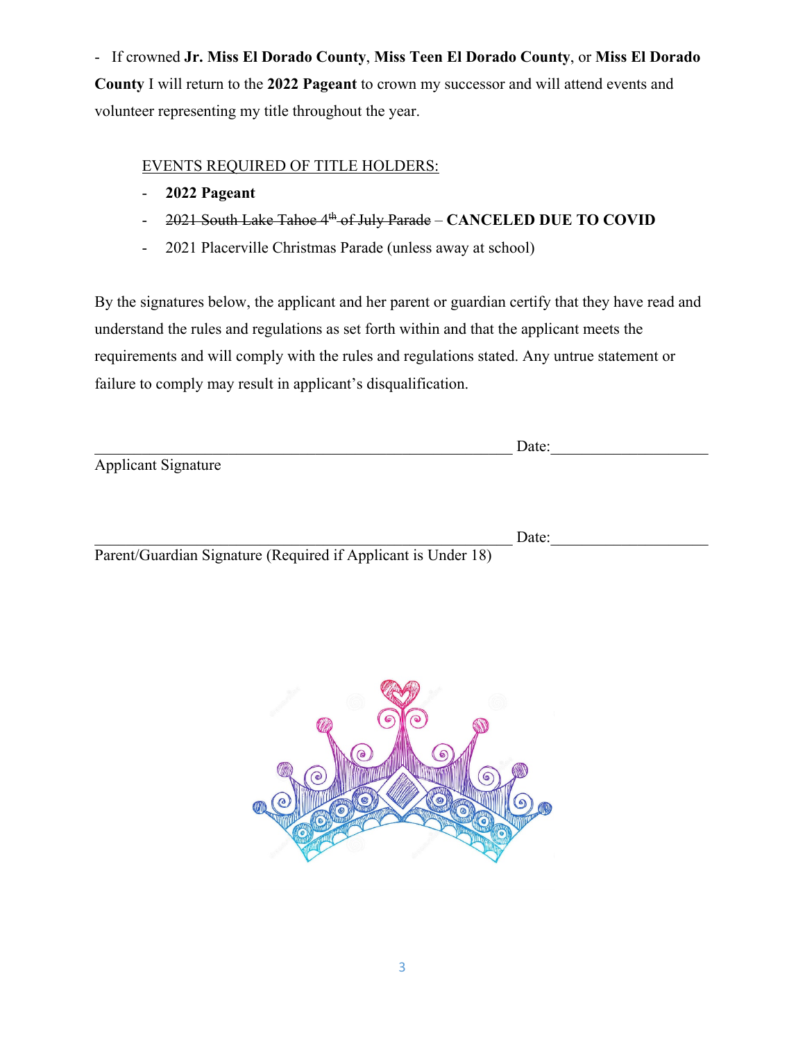- If crowned **Jr. Miss El Dorado County**, **Miss Teen El Dorado County**, or **Miss El Dorado County** I will return to the **2022 Pageant** to crown my successor and will attend events and volunteer representing my title throughout the year.

EVENTS REQUIRED OF TITLE HOLDERS:

- **2022 Pageant**
- ~~2021 South Lake Tahoe 4th of July Parade~~ – **CANCELED DUE TO COVID**
- 2021 Placerville Christmas Parade (unless away at school)

By the signatures below, the applicant and her parent or guardian certify that they have read and understand the rules and regulations as set forth within and that the applicant meets the requirements and will comply with the rules and regulations stated. Any untrue statement or failure to comply may result in applicant's disqualification.

_______________________________________________ Date:____________________

Applicant Signature

_______________________________________________ Date:____________________

Parent/Guardian Signature (Required if Applicant is Under 18)